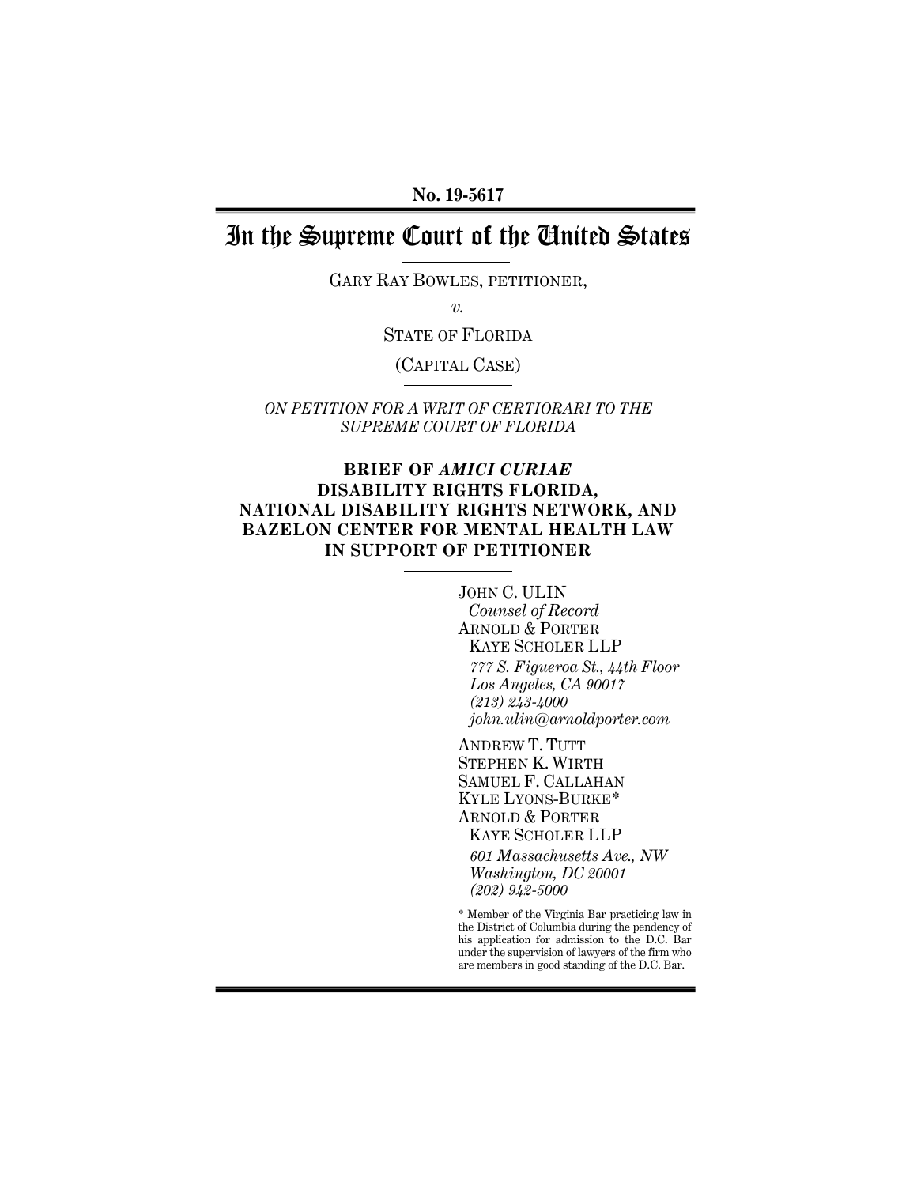No. 19-5617

# In the Supreme Court of the United States

GARY RAY BOWLES, PETITIONER,

*v.*

STATE OF FLORIDA

(CAPITAL CASE)

*ON PETITION FOR A WRIT OF CERTIORARI TO THE SUPREME COURT OF FLORIDA*

## BRIEF OF *AMICI CURIAE* DISABILITY RIGHTS FLORIDA, NATIONAL DISABILITY RIGHTS NETWORK, AND BAZELON CENTER FOR MENTAL HEALTH LAW IN SUPPORT OF PETITIONER

JOHN C. ULIN
*Counsel of Record*
ARNOLD & PORTER
KAYE SCHOLER LLP
*777 S. Figueroa St., 44th Floor*
*Los Angeles, CA 90017*
*(213) 243-4000*
*john.ulin@arnoldporter.com*

ANDREW T. TUTT
STEPHEN K. WIRTH
SAMUEL F. CALLAHAN
KYLE LYONS-BURKE*
ARNOLD & PORTER
KAYE SCHOLER LLP
*601 Massachusetts Ave., NW*
*Washington, DC 20001*
*(202) 942-5000*

\* Member of the Virginia Bar practicing law in the District of Columbia during the pendency of his application for admission to the D.C. Bar under the supervision of lawyers of the firm who are members in good standing of the D.C. Bar.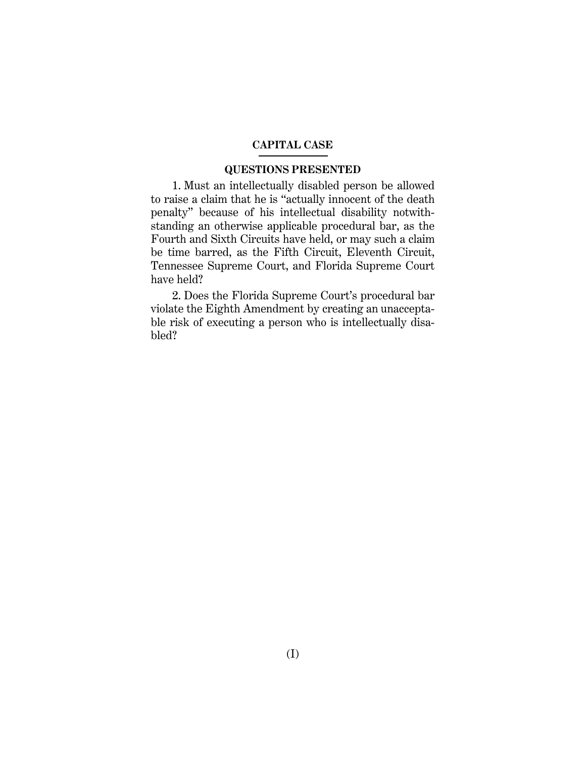**CAPITAL CASE**

## QUESTIONS PRESENTED

1. Must an intellectually disabled person be allowed to raise a claim that he is "actually innocent of the death penalty" because of his intellectual disability notwithstanding an otherwise applicable procedural bar, as the Fourth and Sixth Circuits have held, or may such a claim be time barred, as the Fifth Circuit, Eleventh Circuit, Tennessee Supreme Court, and Florida Supreme Court have held?

2. Does the Florida Supreme Court's procedural bar violate the Eighth Amendment by creating an unacceptable risk of executing a person who is intellectually disabled?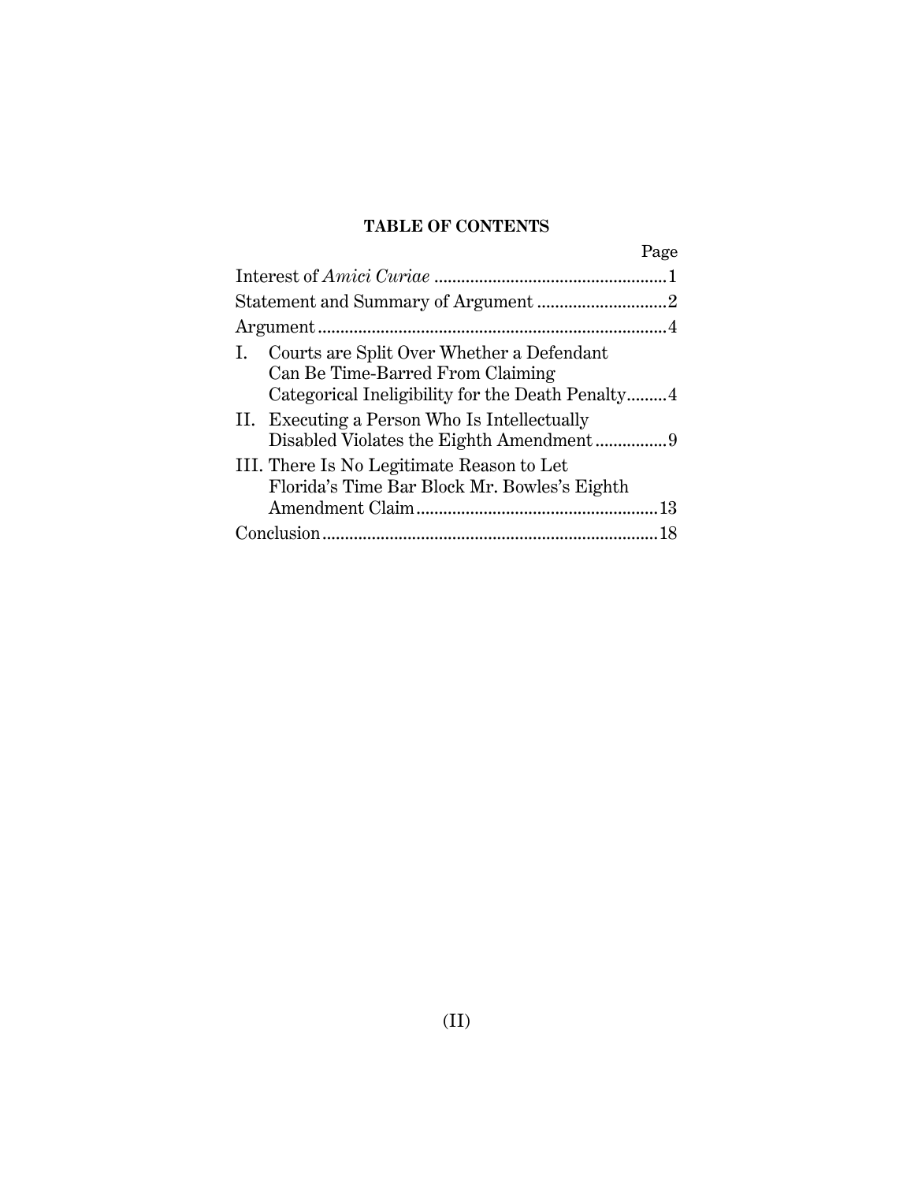**TABLE OF CONTENTS**

| | Page |
|---|---|
| Interest of *Amici Curiae* | 1 |
| Statement and Summary of Argument | 2 |
| Argument | 4 |
| I. Courts are Split Over Whether a Defendant Can Be Time-Barred From Claiming Categorical Ineligibility for the Death Penalty | 4 |
| II. Executing a Person Who Is Intellectually Disabled Violates the Eighth Amendment | 9 |
| III. There Is No Legitimate Reason to Let Florida's Time Bar Block Mr. Bowles's Eighth Amendment Claim | 13 |
| Conclusion | 18 |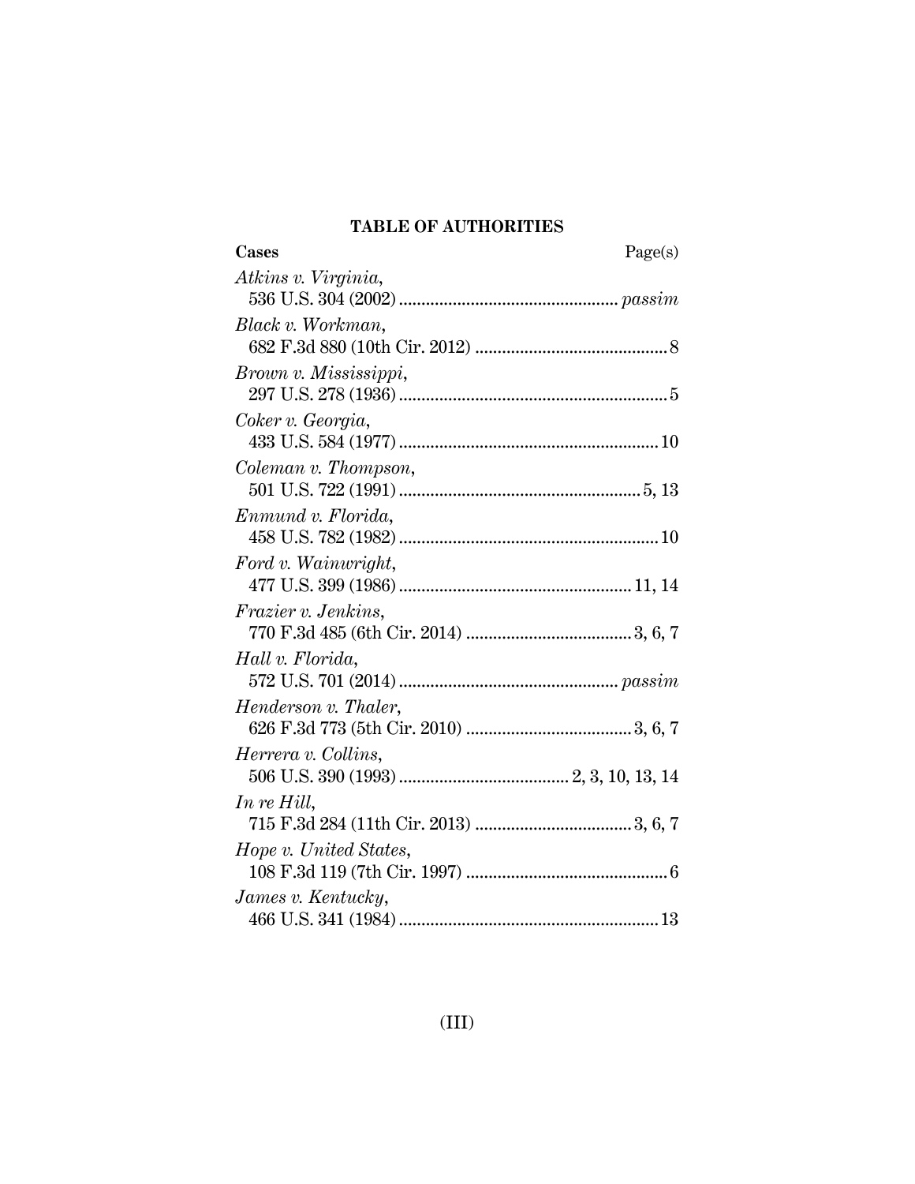## TABLE OF AUTHORITIES

| Cases | Page(s) |
|---|---|
| *Atkins v. Virginia*, 536 U.S. 304 (2002) | *passim* |
| *Black v. Workman*, 682 F.3d 880 (10th Cir. 2012) | 8 |
| *Brown v. Mississippi*, 297 U.S. 278 (1936) | 5 |
| *Coker v. Georgia*, 433 U.S. 584 (1977) | 10 |
| *Coleman v. Thompson*, 501 U.S. 722 (1991) | 5, 13 |
| *Enmund v. Florida*, 458 U.S. 782 (1982) | 10 |
| *Ford v. Wainwright*, 477 U.S. 399 (1986) | 11, 14 |
| *Frazier v. Jenkins*, 770 F.3d 485 (6th Cir. 2014) | 3, 6, 7 |
| *Hall v. Florida*, 572 U.S. 701 (2014) | *passim* |
| *Henderson v. Thaler*, 626 F.3d 773 (5th Cir. 2010) | 3, 6, 7 |
| *Herrera v. Collins*, 506 U.S. 390 (1993) | 2, 3, 10, 13, 14 |
| *In re Hill*, 715 F.3d 284 (11th Cir. 2013) | 3, 6, 7 |
| *Hope v. United States*, 108 F.3d 119 (7th Cir. 1997) | 6 |
| *James v. Kentucky*, 466 U.S. 341 (1984) | 13 |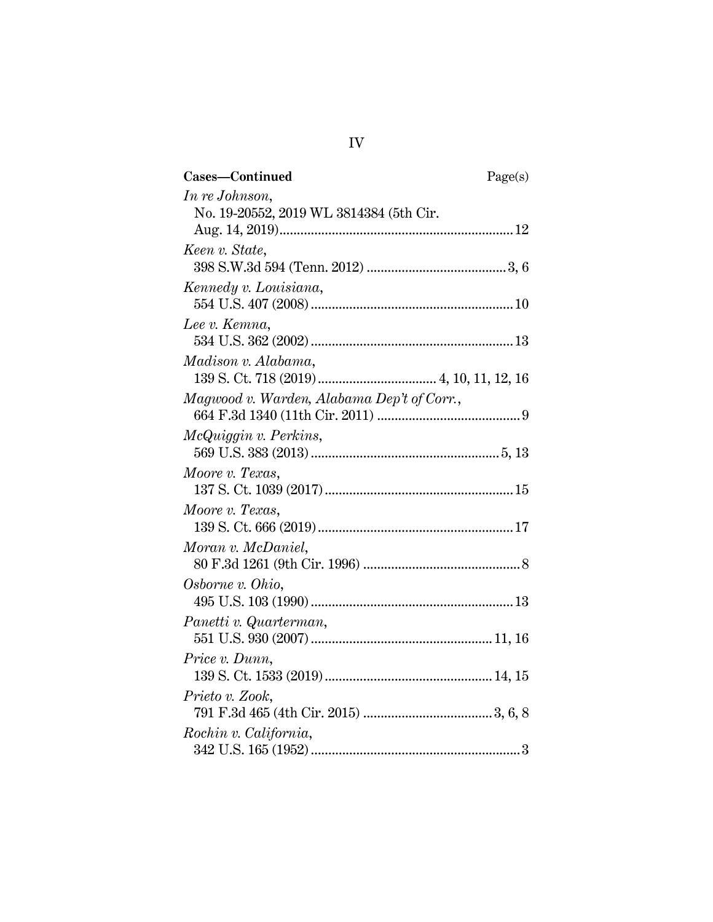**Cases—Continued** Page(s)

*In re Johnson*,
No. 19-20552, 2019 WL 3814384 (5th Cir. Aug. 14, 2019) ........ 12

*Keen v. State*,
398 S.W.3d 594 (Tenn. 2012) ........ 3, 6

*Kennedy v. Louisiana*,
554 U.S. 407 (2008) ........ 10

*Lee v. Kemna*,
534 U.S. 362 (2002) ........ 13

*Madison v. Alabama*,
139 S. Ct. 718 (2019) ........ 4, 10, 11, 12, 16

*Magwood v. Warden, Alabama Dep't of Corr.*,
664 F.3d 1340 (11th Cir. 2011) ........ 9

*McQuiggin v. Perkins*,
569 U.S. 383 (2013) ........ 5, 13

*Moore v. Texas*,
137 S. Ct. 1039 (2017) ........ 15

*Moore v. Texas*,
139 S. Ct. 666 (2019) ........ 17

*Moran v. McDaniel*,
80 F.3d 1261 (9th Cir. 1996) ........ 8

*Osborne v. Ohio*,
495 U.S. 103 (1990) ........ 13

*Panetti v. Quarterman*,
551 U.S. 930 (2007) ........ 11, 16

*Price v. Dunn*,
139 S. Ct. 1533 (2019) ........ 14, 15

*Prieto v. Zook*,
791 F.3d 465 (4th Cir. 2015) ........ 3, 6, 8

*Rochin v. California*,
342 U.S. 165 (1952) ........ 3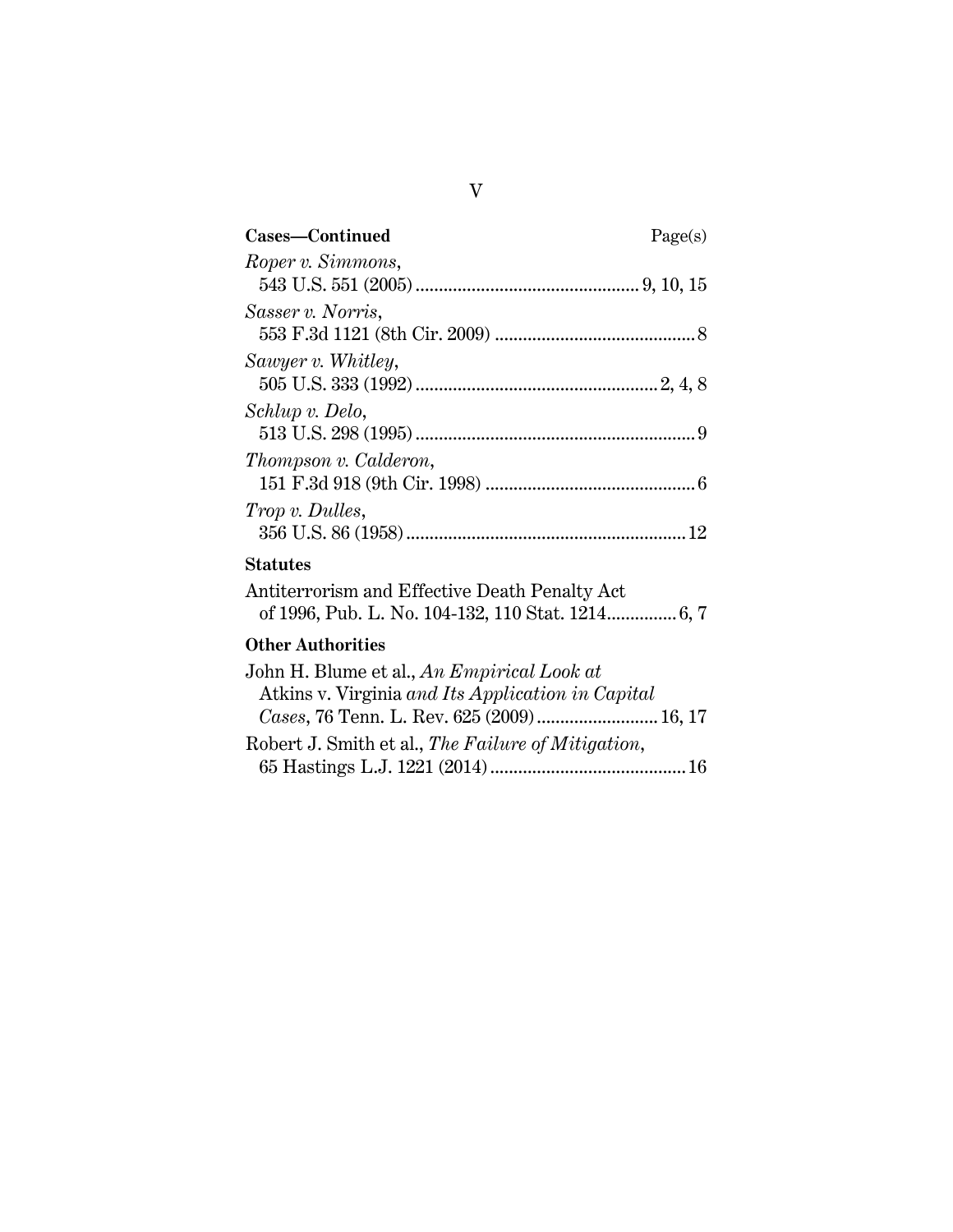**Cases—Continued** Page(s)

*Roper v. Simmons*,
543 U.S. 551 (2005) ............................................... 9, 10, 15

*Sasser v. Norris*,
553 F.3d 1121 (8th Cir. 2009) .......................................... 8

*Sawyer v. Whitley*,
505 U.S. 333 (1992) ................................................... 2, 4, 8

*Schlup v. Delo*,
513 U.S. 298 (1995) ........................................................... 9

*Thompson v. Calderon*,
151 F.3d 918 (9th Cir. 1998) ............................................ 6

*Trop v. Dulles*,
356 U.S. 86 (1958) ........................................................... 12

**Statutes**

Antiterrorism and Effective Death Penalty Act
of 1996, Pub. L. No. 104-132, 110 Stat. 1214............... 6, 7

**Other Authorities**

John H. Blume et al., *An Empirical Look at* Atkins v. Virginia *and Its Application in Capital Cases*, 76 Tenn. L. Rev. 625 (2009) .......................... 16, 17

Robert J. Smith et al., *The Failure of Mitigation*,
65 Hastings L.J. 1221 (2014) .......................................... 16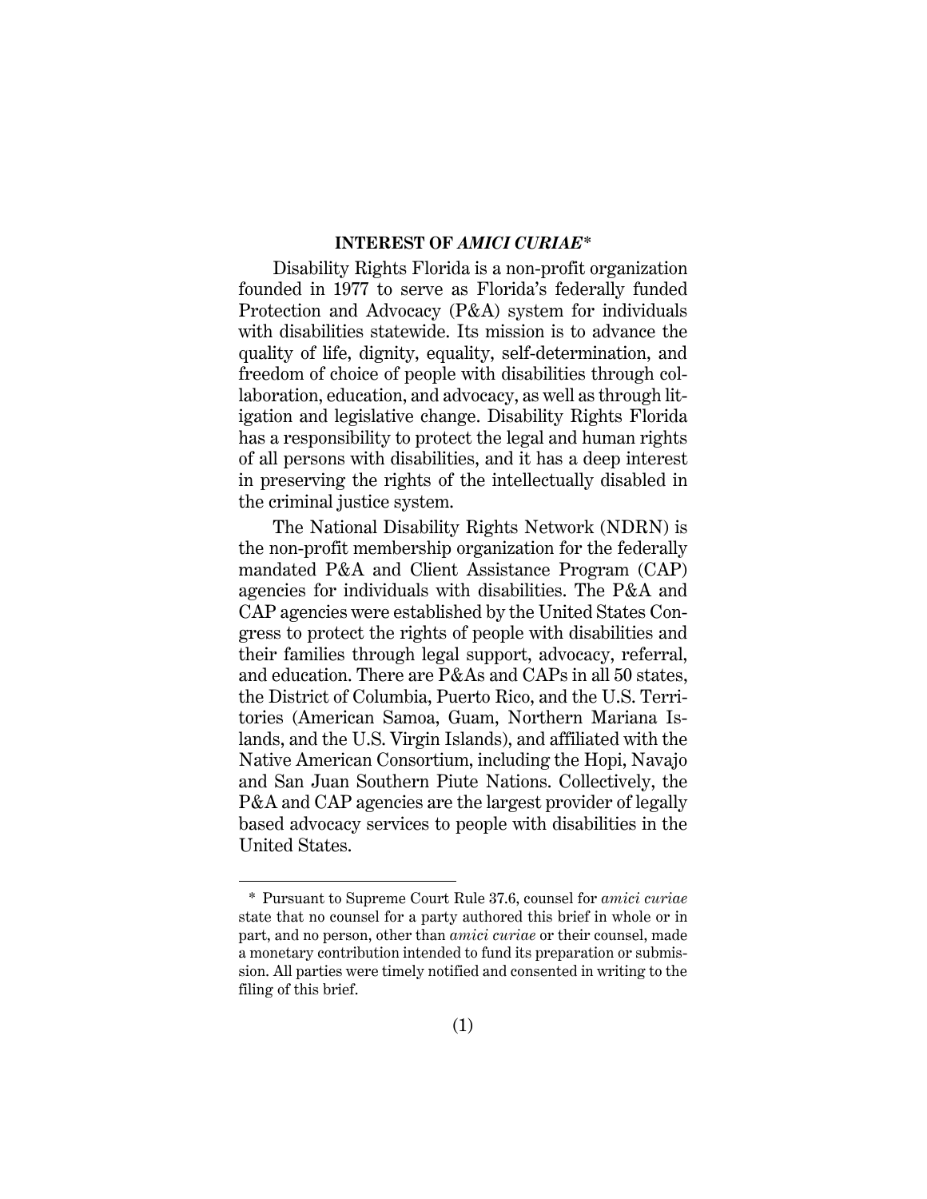## INTEREST OF *AMICI CURIAE*\*

Disability Rights Florida is a non-profit organization founded in 1977 to serve as Florida's federally funded Protection and Advocacy (P&A) system for individuals with disabilities statewide. Its mission is to advance the quality of life, dignity, equality, self-determination, and freedom of choice of people with disabilities through collaboration, education, and advocacy, as well as through litigation and legislative change. Disability Rights Florida has a responsibility to protect the legal and human rights of all persons with disabilities, and it has a deep interest in preserving the rights of the intellectually disabled in the criminal justice system.

The National Disability Rights Network (NDRN) is the non-profit membership organization for the federally mandated P&A and Client Assistance Program (CAP) agencies for individuals with disabilities. The P&A and CAP agencies were established by the United States Congress to protect the rights of people with disabilities and their families through legal support, advocacy, referral, and education. There are P&As and CAPs in all 50 states, the District of Columbia, Puerto Rico, and the U.S. Territories (American Samoa, Guam, Northern Mariana Islands, and the U.S. Virgin Islands), and affiliated with the Native American Consortium, including the Hopi, Navajo and San Juan Southern Piute Nations. Collectively, the P&A and CAP agencies are the largest provider of legally based advocacy services to people with disabilities in the United States.

---

\* Pursuant to Supreme Court Rule 37.6, counsel for *amici curiae* state that no counsel for a party authored this brief in whole or in part, and no person, other than *amici curiae* or their counsel, made a monetary contribution intended to fund its preparation or submission. All parties were timely notified and consented in writing to the filing of this brief.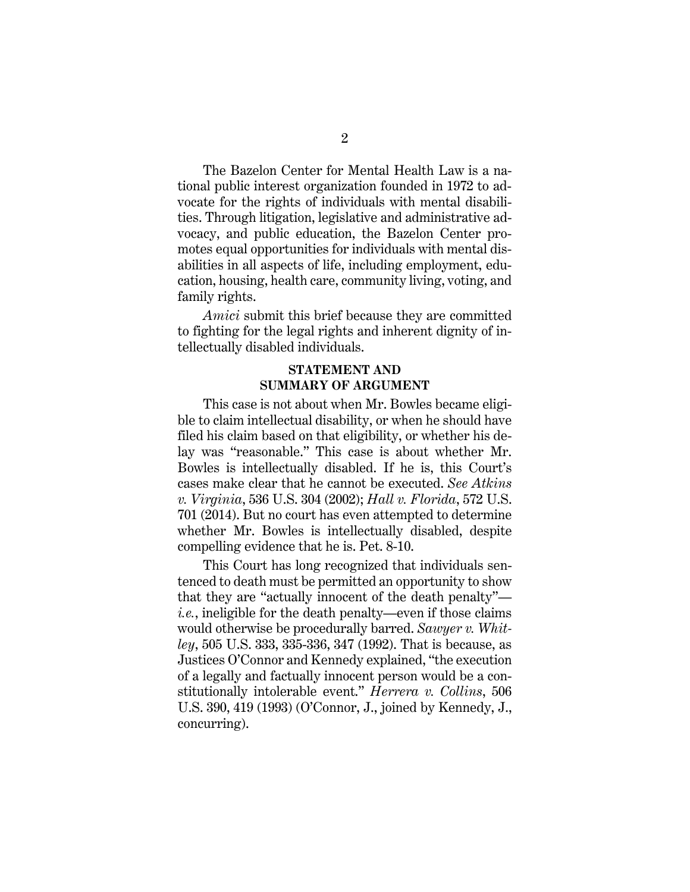The Bazelon Center for Mental Health Law is a national public interest organization founded in 1972 to advocate for the rights of individuals with mental disabilities. Through litigation, legislative and administrative advocacy, and public education, the Bazelon Center promotes equal opportunities for individuals with mental disabilities in all aspects of life, including employment, education, housing, health care, community living, voting, and family rights.

*Amici* submit this brief because they are committed to fighting for the legal rights and inherent dignity of intellectually disabled individuals.

## STATEMENT AND SUMMARY OF ARGUMENT

This case is not about when Mr. Bowles became eligible to claim intellectual disability, or when he should have filed his claim based on that eligibility, or whether his delay was "reasonable." This case is about whether Mr. Bowles is intellectually disabled. If he is, this Court's cases make clear that he cannot be executed. *See Atkins v. Virginia*, 536 U.S. 304 (2002); *Hall v. Florida*, 572 U.S. 701 (2014). But no court has even attempted to determine whether Mr. Bowles is intellectually disabled, despite compelling evidence that he is. Pet. 8-10.

This Court has long recognized that individuals sentenced to death must be permitted an opportunity to show that they are "actually innocent of the death penalty"—*i.e.*, ineligible for the death penalty—even if those claims would otherwise be procedurally barred. *Sawyer v. Whitley*, 505 U.S. 333, 335-336, 347 (1992). That is because, as Justices O'Connor and Kennedy explained, "the execution of a legally and factually innocent person would be a constitutionally intolerable event." *Herrera v. Collins*, 506 U.S. 390, 419 (1993) (O'Connor, J., joined by Kennedy, J., concurring).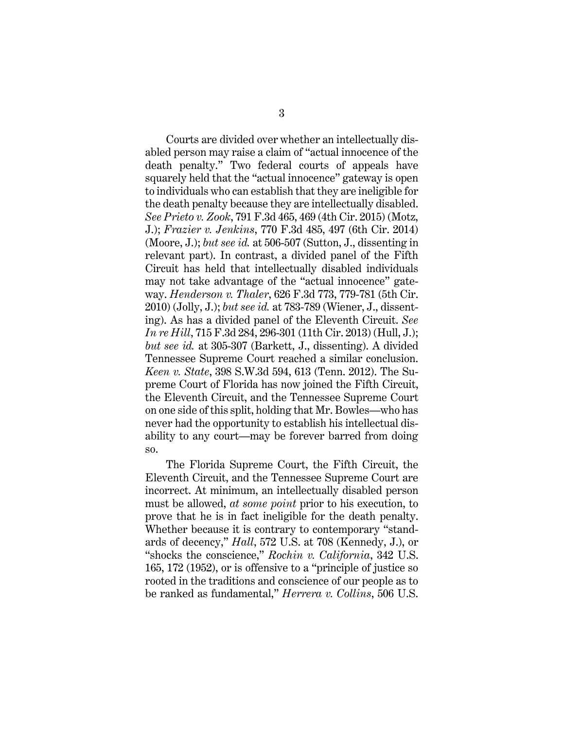Courts are divided over whether an intellectually disabled person may raise a claim of "actual innocence of the death penalty." Two federal courts of appeals have squarely held that the "actual innocence" gateway is open to individuals who can establish that they are ineligible for the death penalty because they are intellectually disabled. *See Prieto v. Zook*, 791 F.3d 465, 469 (4th Cir. 2015) (Motz, J.); *Frazier v. Jenkins*, 770 F.3d 485, 497 (6th Cir. 2014) (Moore, J.); *but see id.* at 506-507 (Sutton, J., dissenting in relevant part). In contrast, a divided panel of the Fifth Circuit has held that intellectually disabled individuals may not take advantage of the "actual innocence" gateway. *Henderson v. Thaler*, 626 F.3d 773, 779-781 (5th Cir. 2010) (Jolly, J.); *but see id.* at 783-789 (Wiener, J., dissenting). As has a divided panel of the Eleventh Circuit. *See In re Hill*, 715 F.3d 284, 296-301 (11th Cir. 2013) (Hull, J.); *but see id.* at 305-307 (Barkett, J., dissenting). A divided Tennessee Supreme Court reached a similar conclusion. *Keen v. State*, 398 S.W.3d 594, 613 (Tenn. 2012). The Supreme Court of Florida has now joined the Fifth Circuit, the Eleventh Circuit, and the Tennessee Supreme Court on one side of this split, holding that Mr. Bowles—who has never had the opportunity to establish his intellectual disability to any court—may be forever barred from doing so.

The Florida Supreme Court, the Fifth Circuit, the Eleventh Circuit, and the Tennessee Supreme Court are incorrect. At minimum, an intellectually disabled person must be allowed, *at some point* prior to his execution, to prove that he is in fact ineligible for the death penalty. Whether because it is contrary to contemporary "standards of decency," *Hall*, 572 U.S. at 708 (Kennedy, J.), or "shocks the conscience," *Rochin v. California*, 342 U.S. 165, 172 (1952), or is offensive to a "principle of justice so rooted in the traditions and conscience of our people as to be ranked as fundamental," *Herrera v. Collins*, 506 U.S.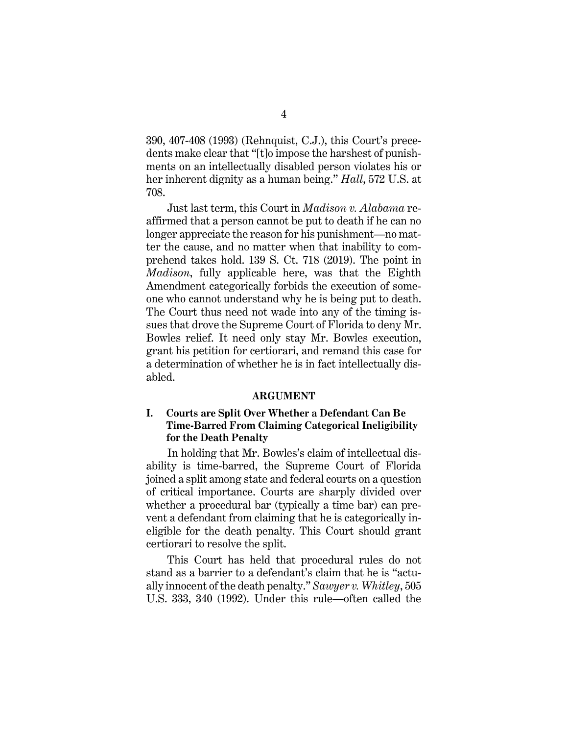390, 407-408 (1993) (Rehnquist, C.J.), this Court's precedents make clear that "[t]o impose the harshest of punishments on an intellectually disabled person violates his or her inherent dignity as a human being." *Hall*, 572 U.S. at 708.

Just last term, this Court in *Madison v. Alabama* reaffirmed that a person cannot be put to death if he can no longer appreciate the reason for his punishment—no matter the cause, and no matter when that inability to comprehend takes hold. 139 S. Ct. 718 (2019). The point in *Madison*, fully applicable here, was that the Eighth Amendment categorically forbids the execution of someone who cannot understand why he is being put to death. The Court thus need not wade into any of the timing issues that drove the Supreme Court of Florida to deny Mr. Bowles relief. It need only stay Mr. Bowles execution, grant his petition for certiorari, and remand this case for a determination of whether he is in fact intellectually disabled.

## ARGUMENT

### I. Courts are Split Over Whether a Defendant Can Be Time-Barred From Claiming Categorical Ineligibility for the Death Penalty

In holding that Mr. Bowles's claim of intellectual disability is time-barred, the Supreme Court of Florida joined a split among state and federal courts on a question of critical importance. Courts are sharply divided over whether a procedural bar (typically a time bar) can prevent a defendant from claiming that he is categorically ineligible for the death penalty. This Court should grant certiorari to resolve the split.

This Court has held that procedural rules do not stand as a barrier to a defendant's claim that he is "actually innocent of the death penalty." *Sawyer v. Whitley*, 505 U.S. 333, 340 (1992). Under this rule—often called the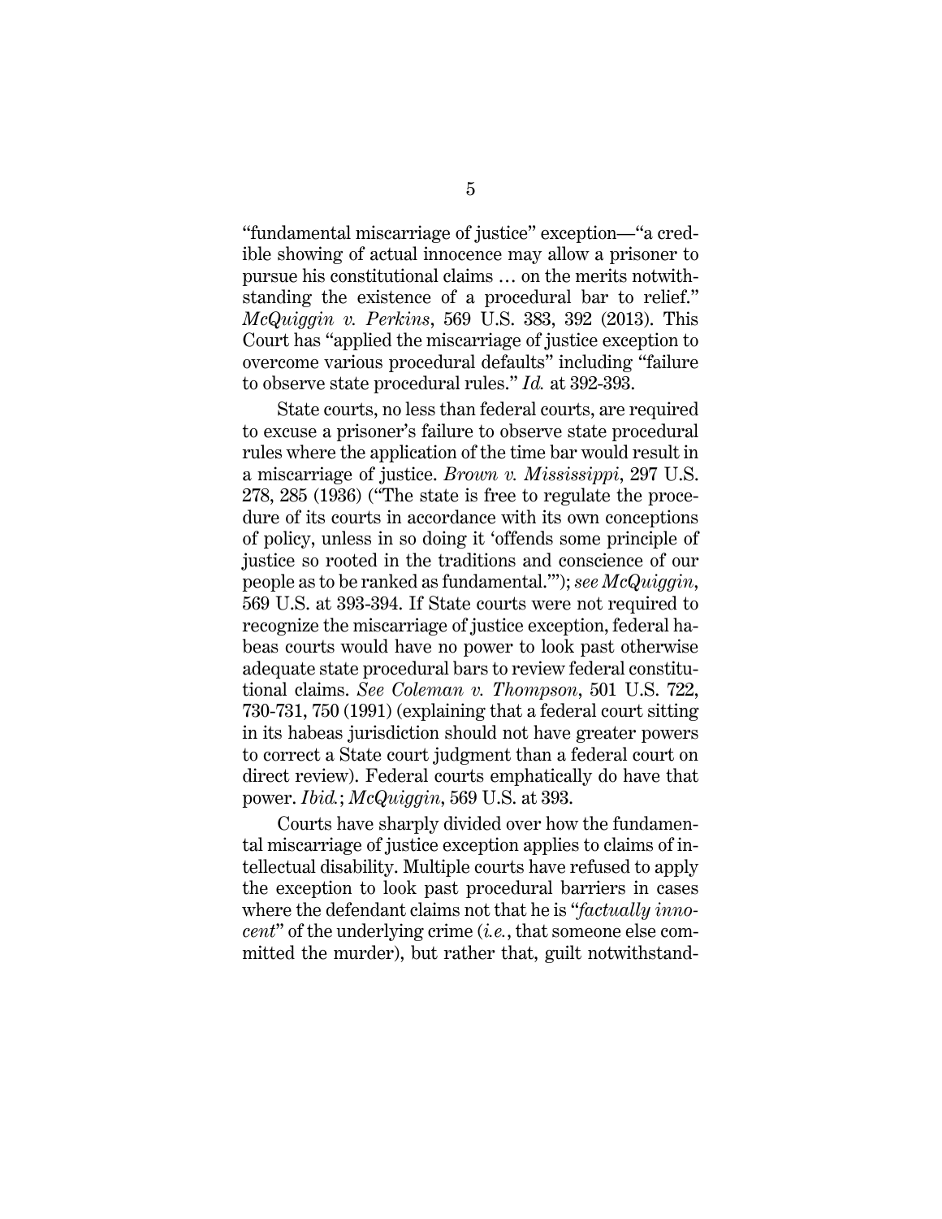"fundamental miscarriage of justice" exception—"a credible showing of actual innocence may allow a prisoner to pursue his constitutional claims … on the merits notwithstanding the existence of a procedural bar to relief." *McQuiggin v. Perkins*, 569 U.S. 383, 392 (2013). This Court has "applied the miscarriage of justice exception to overcome various procedural defaults" including "failure to observe state procedural rules." *Id.* at 392-393.

State courts, no less than federal courts, are required to excuse a prisoner's failure to observe state procedural rules where the application of the time bar would result in a miscarriage of justice. *Brown v. Mississippi*, 297 U.S. 278, 285 (1936) ("The state is free to regulate the procedure of its courts in accordance with its own conceptions of policy, unless in so doing it 'offends some principle of justice so rooted in the traditions and conscience of our people as to be ranked as fundamental.'"); *see McQuiggin*, 569 U.S. at 393-394. If State courts were not required to recognize the miscarriage of justice exception, federal habeas courts would have no power to look past otherwise adequate state procedural bars to review federal constitutional claims. *See Coleman v. Thompson*, 501 U.S. 722, 730-731, 750 (1991) (explaining that a federal court sitting in its habeas jurisdiction should not have greater powers to correct a State court judgment than a federal court on direct review). Federal courts emphatically do have that power. *Ibid.*; *McQuiggin*, 569 U.S. at 393.

Courts have sharply divided over how the fundamental miscarriage of justice exception applies to claims of intellectual disability. Multiple courts have refused to apply the exception to look past procedural barriers in cases where the defendant claims not that he is "*factually innocent*" of the underlying crime (*i.e.*, that someone else committed the murder), but rather that, guilt notwithstand-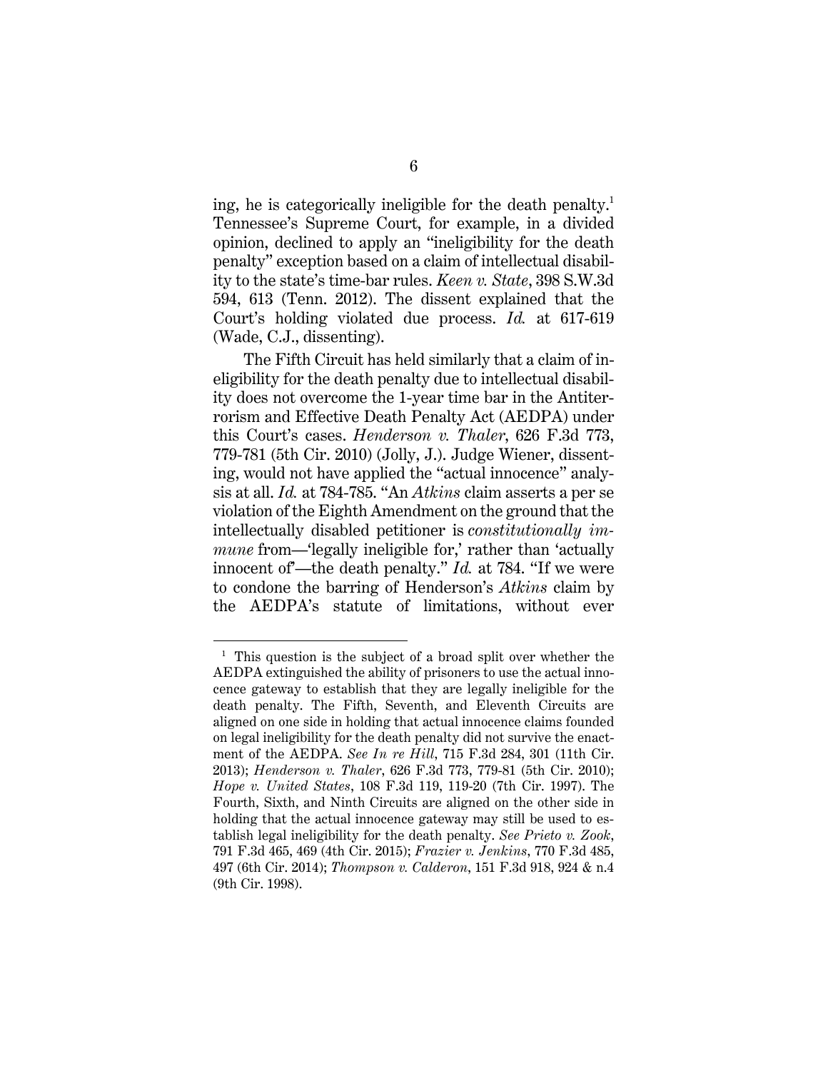ing, he is categorically ineligible for the death penalty.[1] Tennessee's Supreme Court, for example, in a divided opinion, declined to apply an "ineligibility for the death penalty" exception based on a claim of intellectual disability to the state's time-bar rules. *Keen v. State*, 398 S.W.3d 594, 613 (Tenn. 2012). The dissent explained that the Court's holding violated due process. *Id.* at 617-619 (Wade, C.J., dissenting).

The Fifth Circuit has held similarly that a claim of ineligibility for the death penalty due to intellectual disability does not overcome the 1-year time bar in the Antiterrorism and Effective Death Penalty Act (AEDPA) under this Court's cases. *Henderson v. Thaler*, 626 F.3d 773, 779-781 (5th Cir. 2010) (Jolly, J.). Judge Wiener, dissenting, would not have applied the "actual innocence" analysis at all. *Id.* at 784-785. "An *Atkins* claim asserts a per se violation of the Eighth Amendment on the ground that the intellectually disabled petitioner is *constitutionally immune* from—'legally ineligible for,' rather than 'actually innocent of'—the death penalty." *Id.* at 784. "If we were to condone the barring of Henderson's *Atkins* claim by the AEDPA's statute of limitations, without ever

---

[1] This question is the subject of a broad split over whether the AEDPA extinguished the ability of prisoners to use the actual innocence gateway to establish that they are legally ineligible for the death penalty. The Fifth, Seventh, and Eleventh Circuits are aligned on one side in holding that actual innocence claims founded on legal ineligibility for the death penalty did not survive the enactment of the AEDPA. *See In re Hill*, 715 F.3d 284, 301 (11th Cir. 2013); *Henderson v. Thaler*, 626 F.3d 773, 779-81 (5th Cir. 2010); *Hope v. United States*, 108 F.3d 119, 119-20 (7th Cir. 1997). The Fourth, Sixth, and Ninth Circuits are aligned on the other side in holding that the actual innocence gateway may still be used to establish legal ineligibility for the death penalty. *See Prieto v. Zook*, 791 F.3d 465, 469 (4th Cir. 2015); *Frazier v. Jenkins*, 770 F.3d 485, 497 (6th Cir. 2014); *Thompson v. Calderon*, 151 F.3d 918, 924 & n.4 (9th Cir. 1998).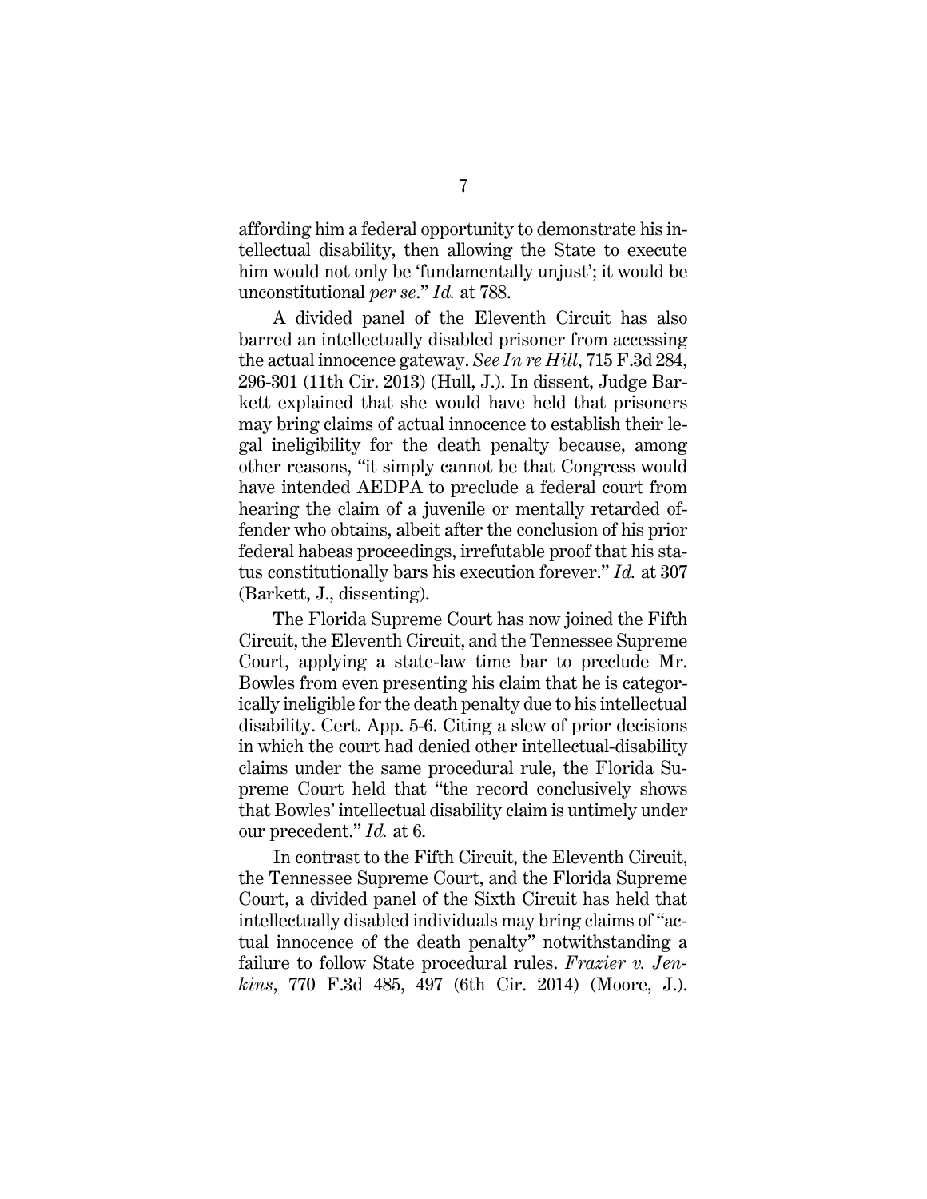affording him a federal opportunity to demonstrate his intellectual disability, then allowing the State to execute him would not only be 'fundamentally unjust'; it would be unconstitutional *per se*." *Id.* at 788.

A divided panel of the Eleventh Circuit has also barred an intellectually disabled prisoner from accessing the actual innocence gateway. *See In re Hill*, 715 F.3d 284, 296-301 (11th Cir. 2013) (Hull, J.). In dissent, Judge Barkett explained that she would have held that prisoners may bring claims of actual innocence to establish their legal ineligibility for the death penalty because, among other reasons, "it simply cannot be that Congress would have intended AEDPA to preclude a federal court from hearing the claim of a juvenile or mentally retarded offender who obtains, albeit after the conclusion of his prior federal habeas proceedings, irrefutable proof that his status constitutionally bars his execution forever." *Id.* at 307 (Barkett, J., dissenting).

The Florida Supreme Court has now joined the Fifth Circuit, the Eleventh Circuit, and the Tennessee Supreme Court, applying a state-law time bar to preclude Mr. Bowles from even presenting his claim that he is categorically ineligible for the death penalty due to his intellectual disability. Cert. App. 5-6. Citing a slew of prior decisions in which the court had denied other intellectual-disability claims under the same procedural rule, the Florida Supreme Court held that "the record conclusively shows that Bowles' intellectual disability claim is untimely under our precedent." *Id.* at 6.

In contrast to the Fifth Circuit, the Eleventh Circuit, the Tennessee Supreme Court, and the Florida Supreme Court, a divided panel of the Sixth Circuit has held that intellectually disabled individuals may bring claims of "actual innocence of the death penalty" notwithstanding a failure to follow State procedural rules. *Frazier v. Jenkins*, 770 F.3d 485, 497 (6th Cir. 2014) (Moore, J.).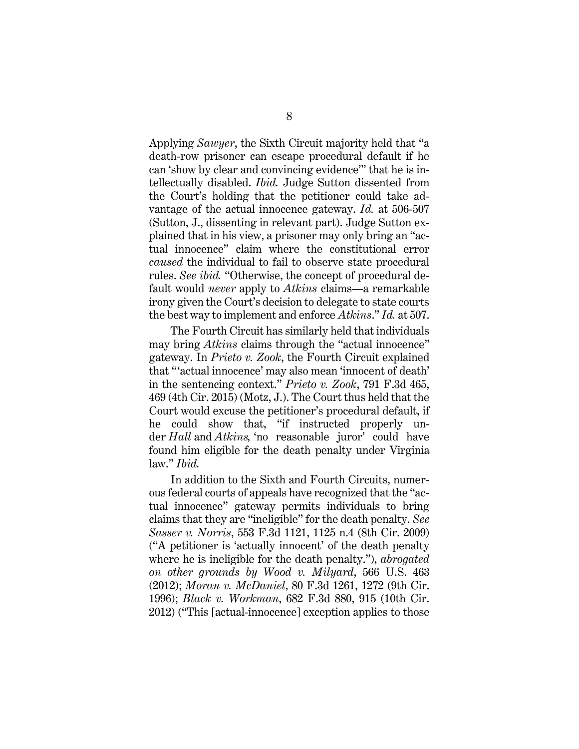Applying *Sawyer*, the Sixth Circuit majority held that "a death-row prisoner can escape procedural default if he can 'show by clear and convincing evidence'" that he is intellectually disabled. *Ibid.* Judge Sutton dissented from the Court's holding that the petitioner could take advantage of the actual innocence gateway. *Id.* at 506-507 (Sutton, J., dissenting in relevant part). Judge Sutton explained that in his view, a prisoner may only bring an "actual innocence" claim where the constitutional error *caused* the individual to fail to observe state procedural rules. *See ibid.* "Otherwise, the concept of procedural default would *never* apply to *Atkins* claims—a remarkable irony given the Court's decision to delegate to state courts the best way to implement and enforce *Atkins*." *Id.* at 507.

The Fourth Circuit has similarly held that individuals may bring *Atkins* claims through the "actual innocence" gateway. In *Prieto v. Zook*, the Fourth Circuit explained that "'actual innocence' may also mean 'innocent of death' in the sentencing context." *Prieto v. Zook*, 791 F.3d 465, 469 (4th Cir. 2015) (Motz, J.). The Court thus held that the Court would excuse the petitioner's procedural default, if he could show that, "if instructed properly under *Hall* and *Atkins,* 'no reasonable juror' could have found him eligible for the death penalty under Virginia law." *Ibid.*

In addition to the Sixth and Fourth Circuits, numerous federal courts of appeals have recognized that the "actual innocence" gateway permits individuals to bring claims that they are "ineligible" for the death penalty. *See Sasser v. Norris*, 553 F.3d 1121, 1125 n.4 (8th Cir. 2009) ("A petitioner is 'actually innocent' of the death penalty where he is ineligible for the death penalty."), *abrogated on other grounds by Wood v. Milyard*, 566 U.S. 463 (2012); *Moran v. McDaniel*, 80 F.3d 1261, 1272 (9th Cir. 1996); *Black v. Workman*, 682 F.3d 880, 915 (10th Cir. 2012) ("This [actual-innocence] exception applies to those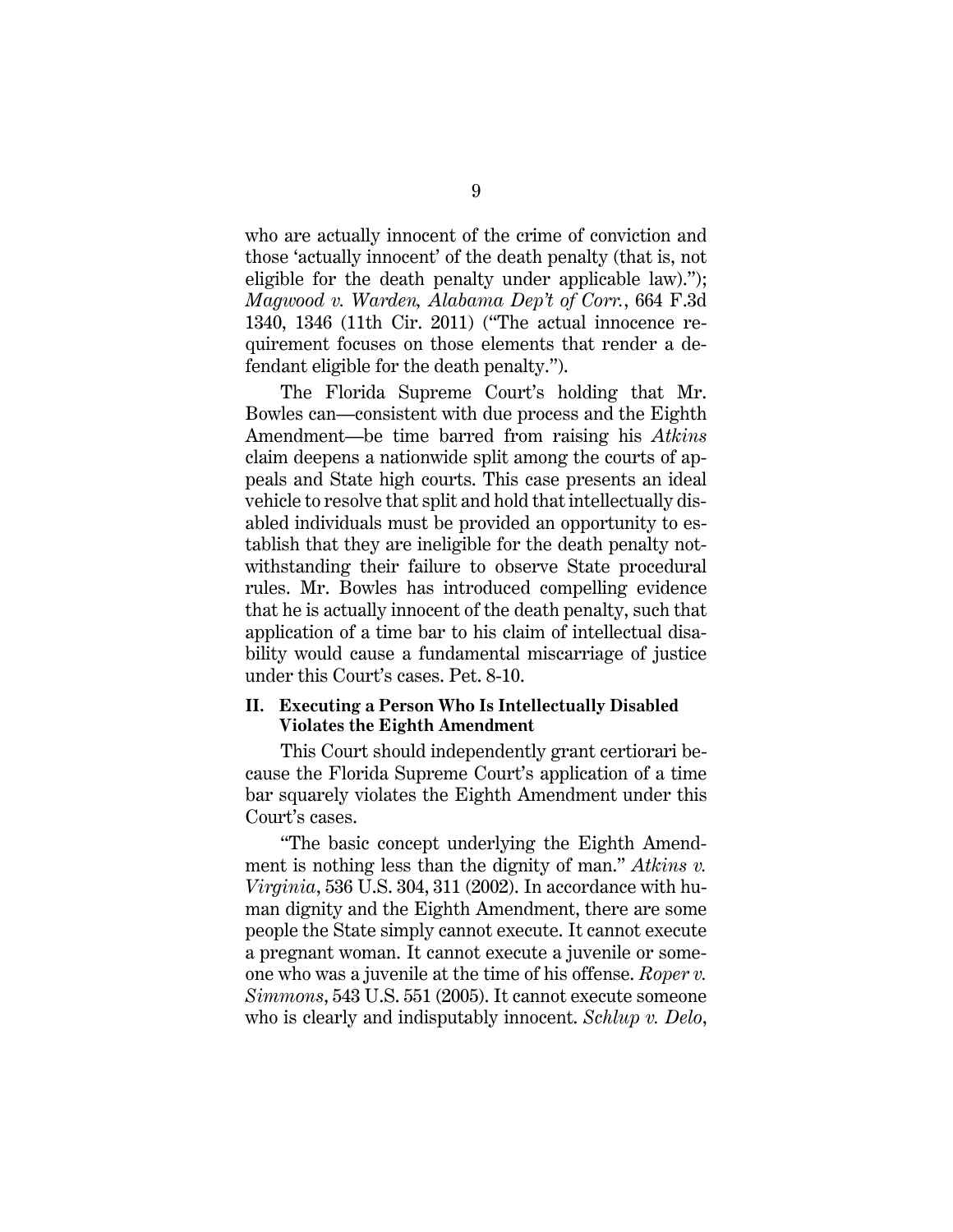who are actually innocent of the crime of conviction and those 'actually innocent' of the death penalty (that is, not eligible for the death penalty under applicable law)."); *Magwood v. Warden, Alabama Dep't of Corr.*, 664 F.3d 1340, 1346 (11th Cir. 2011) ("The actual innocence requirement focuses on those elements that render a defendant eligible for the death penalty.").

The Florida Supreme Court's holding that Mr. Bowles can—consistent with due process and the Eighth Amendment—be time barred from raising his *Atkins* claim deepens a nationwide split among the courts of appeals and State high courts. This case presents an ideal vehicle to resolve that split and hold that intellectually disabled individuals must be provided an opportunity to establish that they are ineligible for the death penalty notwithstanding their failure to observe State procedural rules. Mr. Bowles has introduced compelling evidence that he is actually innocent of the death penalty, such that application of a time bar to his claim of intellectual disability would cause a fundamental miscarriage of justice under this Court's cases. Pet. 8-10.

## II. Executing a Person Who Is Intellectually Disabled Violates the Eighth Amendment

This Court should independently grant certiorari because the Florida Supreme Court's application of a time bar squarely violates the Eighth Amendment under this Court's cases.

"The basic concept underlying the Eighth Amendment is nothing less than the dignity of man." *Atkins v. Virginia*, 536 U.S. 304, 311 (2002). In accordance with human dignity and the Eighth Amendment, there are some people the State simply cannot execute. It cannot execute a pregnant woman. It cannot execute a juvenile or someone who was a juvenile at the time of his offense. *Roper v. Simmons*, 543 U.S. 551 (2005). It cannot execute someone who is clearly and indisputably innocent. *Schlup v. Delo*,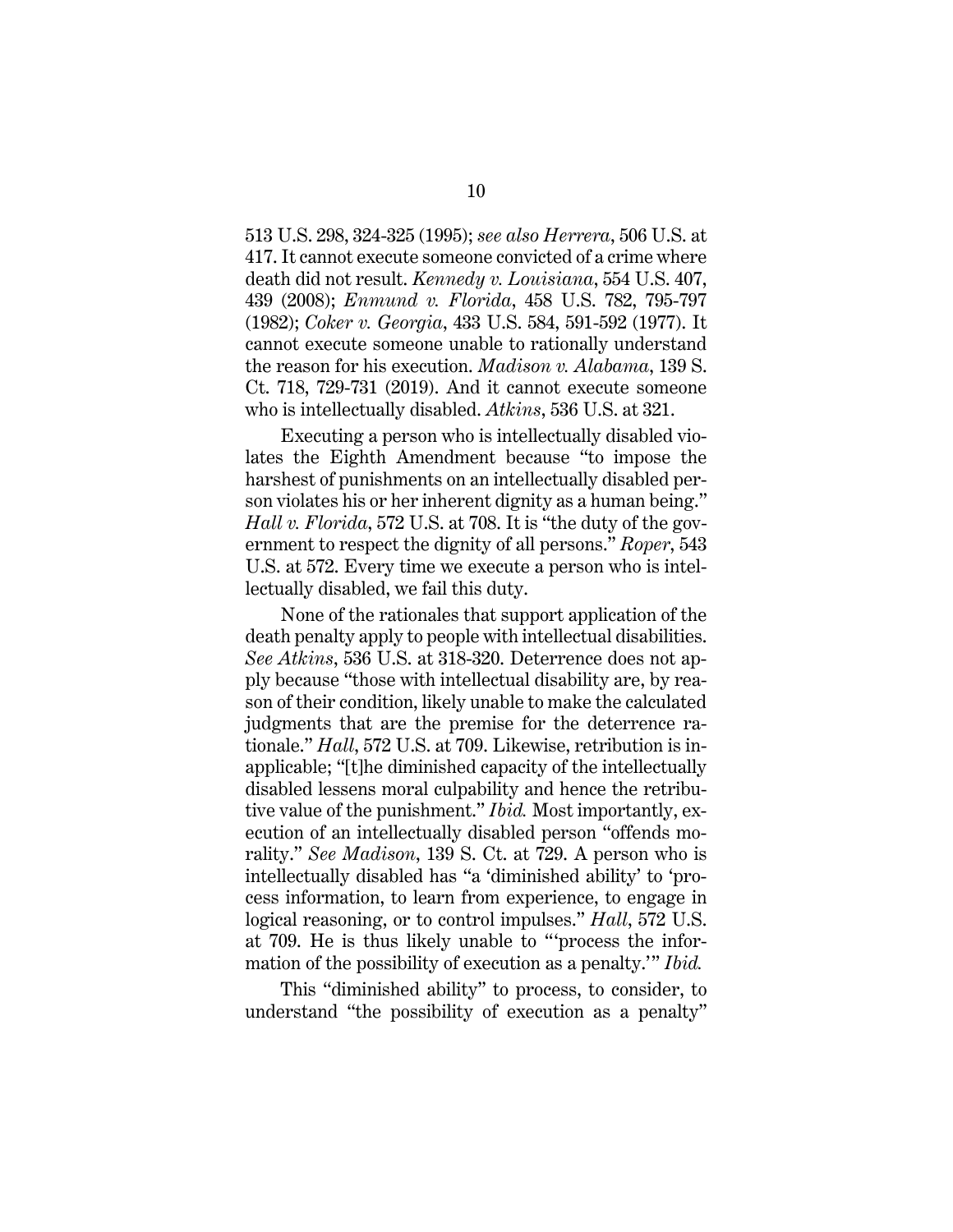513 U.S. 298, 324-325 (1995); *see also Herrera*, 506 U.S. at 417. It cannot execute someone convicted of a crime where death did not result. *Kennedy v. Louisiana*, 554 U.S. 407, 439 (2008); *Enmund v. Florida*, 458 U.S. 782, 795-797 (1982); *Coker v. Georgia*, 433 U.S. 584, 591-592 (1977). It cannot execute someone unable to rationally understand the reason for his execution. *Madison v. Alabama*, 139 S. Ct. 718, 729-731 (2019). And it cannot execute someone who is intellectually disabled. *Atkins*, 536 U.S. at 321.

Executing a person who is intellectually disabled violates the Eighth Amendment because "to impose the harshest of punishments on an intellectually disabled person violates his or her inherent dignity as a human being." *Hall v. Florida*, 572 U.S. at 708. It is "the duty of the government to respect the dignity of all persons." *Roper*, 543 U.S. at 572. Every time we execute a person who is intellectually disabled, we fail this duty.

None of the rationales that support application of the death penalty apply to people with intellectual disabilities. *See Atkins*, 536 U.S. at 318-320. Deterrence does not apply because "those with intellectual disability are, by reason of their condition, likely unable to make the calculated judgments that are the premise for the deterrence rationale." *Hall*, 572 U.S. at 709. Likewise, retribution is inapplicable; "[t]he diminished capacity of the intellectually disabled lessens moral culpability and hence the retributive value of the punishment." *Ibid.* Most importantly, execution of an intellectually disabled person "offends morality." *See Madison*, 139 S. Ct. at 729. A person who is intellectually disabled has "a 'diminished ability' to 'process information, to learn from experience, to engage in logical reasoning, or to control impulses." *Hall*, 572 U.S. at 709. He is thus likely unable to "'process the information of the possibility of execution as a penalty.'" *Ibid.*

This "diminished ability" to process, to consider, to understand "the possibility of execution as a penalty"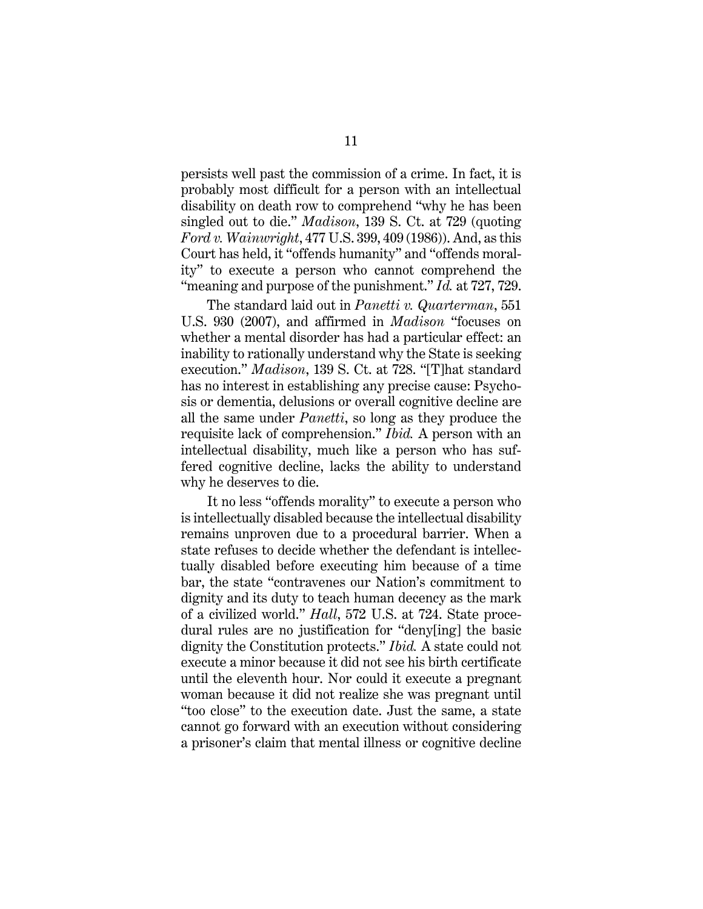persists well past the commission of a crime. In fact, it is probably most difficult for a person with an intellectual disability on death row to comprehend "why he has been singled out to die." *Madison*, 139 S. Ct. at 729 (quoting *Ford v. Wainwright*, 477 U.S. 399, 409 (1986)). And, as this Court has held, it "offends humanity" and "offends morality" to execute a person who cannot comprehend the "meaning and purpose of the punishment." *Id.* at 727, 729.

The standard laid out in *Panetti v. Quarterman*, 551 U.S. 930 (2007), and affirmed in *Madison* "focuses on whether a mental disorder has had a particular effect: an inability to rationally understand why the State is seeking execution." *Madison*, 139 S. Ct. at 728. "[T]hat standard has no interest in establishing any precise cause: Psychosis or dementia, delusions or overall cognitive decline are all the same under *Panetti*, so long as they produce the requisite lack of comprehension." *Ibid.* A person with an intellectual disability, much like a person who has suffered cognitive decline, lacks the ability to understand why he deserves to die.

It no less "offends morality" to execute a person who is intellectually disabled because the intellectual disability remains unproven due to a procedural barrier. When a state refuses to decide whether the defendant is intellectually disabled before executing him because of a time bar, the state "contravenes our Nation's commitment to dignity and its duty to teach human decency as the mark of a civilized world." *Hall*, 572 U.S. at 724. State procedural rules are no justification for "deny[ing] the basic dignity the Constitution protects." *Ibid.* A state could not execute a minor because it did not see his birth certificate until the eleventh hour. Nor could it execute a pregnant woman because it did not realize she was pregnant until "too close" to the execution date. Just the same, a state cannot go forward with an execution without considering a prisoner's claim that mental illness or cognitive decline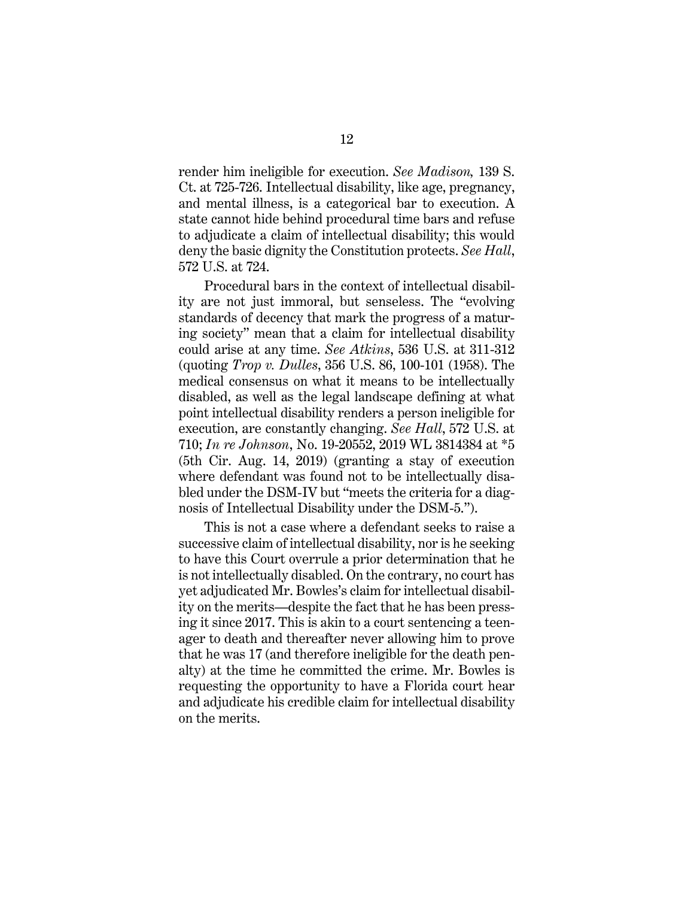render him ineligible for execution. *See Madison,* 139 S. Ct. at 725-726. Intellectual disability, like age, pregnancy, and mental illness, is a categorical bar to execution. A state cannot hide behind procedural time bars and refuse to adjudicate a claim of intellectual disability; this would deny the basic dignity the Constitution protects. *See Hall*, 572 U.S. at 724.

Procedural bars in the context of intellectual disability are not just immoral, but senseless. The "evolving standards of decency that mark the progress of a maturing society" mean that a claim for intellectual disability could arise at any time. *See Atkins*, 536 U.S. at 311-312 (quoting *Trop v. Dulles*, 356 U.S. 86, 100-101 (1958). The medical consensus on what it means to be intellectually disabled, as well as the legal landscape defining at what point intellectual disability renders a person ineligible for execution, are constantly changing. *See Hall*, 572 U.S. at 710; *In re Johnson*, No. 19-20552, 2019 WL 3814384 at *5 (5th Cir. Aug. 14, 2019) (granting a stay of execution where defendant was found not to be intellectually disabled under the DSM-IV but "meets the criteria for a diagnosis of Intellectual Disability under the DSM-5.").

This is not a case where a defendant seeks to raise a successive claim of intellectual disability, nor is he seeking to have this Court overrule a prior determination that he is not intellectually disabled. On the contrary, no court has yet adjudicated Mr. Bowles's claim for intellectual disability on the merits—despite the fact that he has been pressing it since 2017. This is akin to a court sentencing a teenager to death and thereafter never allowing him to prove that he was 17 (and therefore ineligible for the death penalty) at the time he committed the crime. Mr. Bowles is requesting the opportunity to have a Florida court hear and adjudicate his credible claim for intellectual disability on the merits.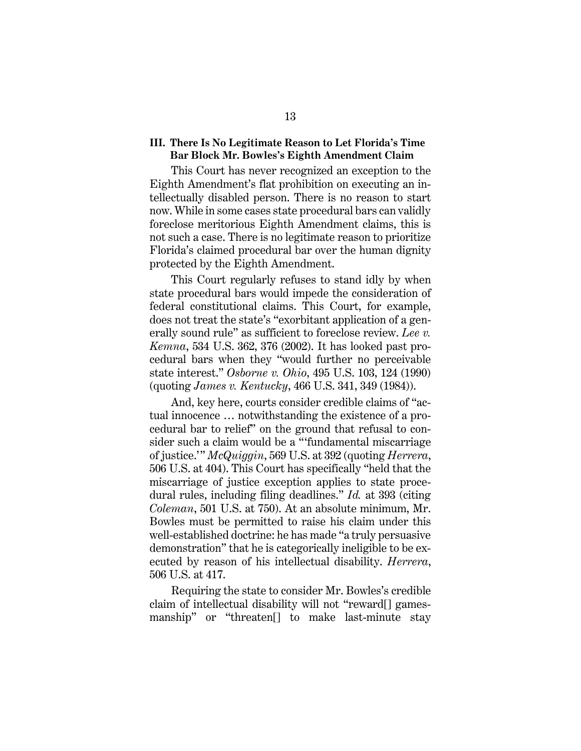### III. There Is No Legitimate Reason to Let Florida's Time Bar Block Mr. Bowles's Eighth Amendment Claim

This Court has never recognized an exception to the Eighth Amendment's flat prohibition on executing an intellectually disabled person. There is no reason to start now. While in some cases state procedural bars can validly foreclose meritorious Eighth Amendment claims, this is not such a case. There is no legitimate reason to prioritize Florida's claimed procedural bar over the human dignity protected by the Eighth Amendment.

This Court regularly refuses to stand idly by when state procedural bars would impede the consideration of federal constitutional claims. This Court, for example, does not treat the state's "exorbitant application of a generally sound rule" as sufficient to foreclose review. *Lee v. Kemna*, 534 U.S. 362, 376 (2002). It has looked past procedural bars when they "would further no perceivable state interest." *Osborne v. Ohio*, 495 U.S. 103, 124 (1990) (quoting *James v. Kentucky*, 466 U.S. 341, 349 (1984)).

And, key here, courts consider credible claims of "actual innocence … notwithstanding the existence of a procedural bar to relief" on the ground that refusal to consider such a claim would be a "'fundamental miscarriage of justice.'" *McQuiggin*, 569 U.S. at 392 (quoting *Herrera*, 506 U.S. at 404). This Court has specifically "held that the miscarriage of justice exception applies to state procedural rules, including filing deadlines." *Id.* at 393 (citing *Coleman*, 501 U.S. at 750). At an absolute minimum, Mr. Bowles must be permitted to raise his claim under this well-established doctrine: he has made "a truly persuasive demonstration" that he is categorically ineligible to be executed by reason of his intellectual disability. *Herrera*, 506 U.S. at 417.

Requiring the state to consider Mr. Bowles's credible claim of intellectual disability will not "reward[] gamesmanship" or "threaten[] to make last-minute stay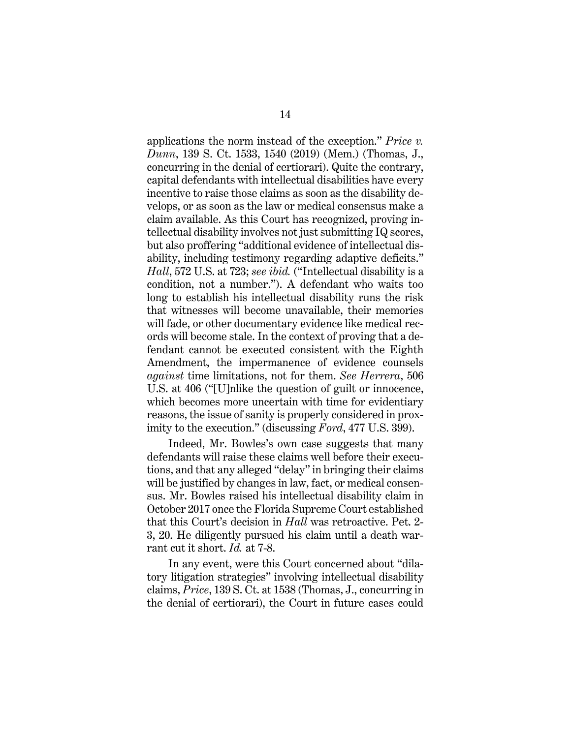applications the norm instead of the exception." *Price v. Dunn*, 139 S. Ct. 1533, 1540 (2019) (Mem.) (Thomas, J., concurring in the denial of certiorari). Quite the contrary, capital defendants with intellectual disabilities have every incentive to raise those claims as soon as the disability develops, or as soon as the law or medical consensus make a claim available. As this Court has recognized, proving intellectual disability involves not just submitting IQ scores, but also proffering "additional evidence of intellectual disability, including testimony regarding adaptive deficits." *Hall*, 572 U.S. at 723; *see ibid.* ("Intellectual disability is a condition, not a number."). A defendant who waits too long to establish his intellectual disability runs the risk that witnesses will become unavailable, their memories will fade, or other documentary evidence like medical records will become stale. In the context of proving that a defendant cannot be executed consistent with the Eighth Amendment, the impermanence of evidence counsels *against* time limitations, not for them. *See Herrera*, 506 U.S. at 406 ("[U]nlike the question of guilt or innocence, which becomes more uncertain with time for evidentiary reasons, the issue of sanity is properly considered in proximity to the execution." (discussing *Ford*, 477 U.S. 399).

Indeed, Mr. Bowles's own case suggests that many defendants will raise these claims well before their executions, and that any alleged "delay" in bringing their claims will be justified by changes in law, fact, or medical consensus. Mr. Bowles raised his intellectual disability claim in October 2017 once the Florida Supreme Court established that this Court's decision in *Hall* was retroactive. Pet. 2-3, 20. He diligently pursued his claim until a death warrant cut it short. *Id.* at 7-8.

In any event, were this Court concerned about "dilatory litigation strategies" involving intellectual disability claims, *Price*, 139 S. Ct. at 1538 (Thomas, J., concurring in the denial of certiorari), the Court in future cases could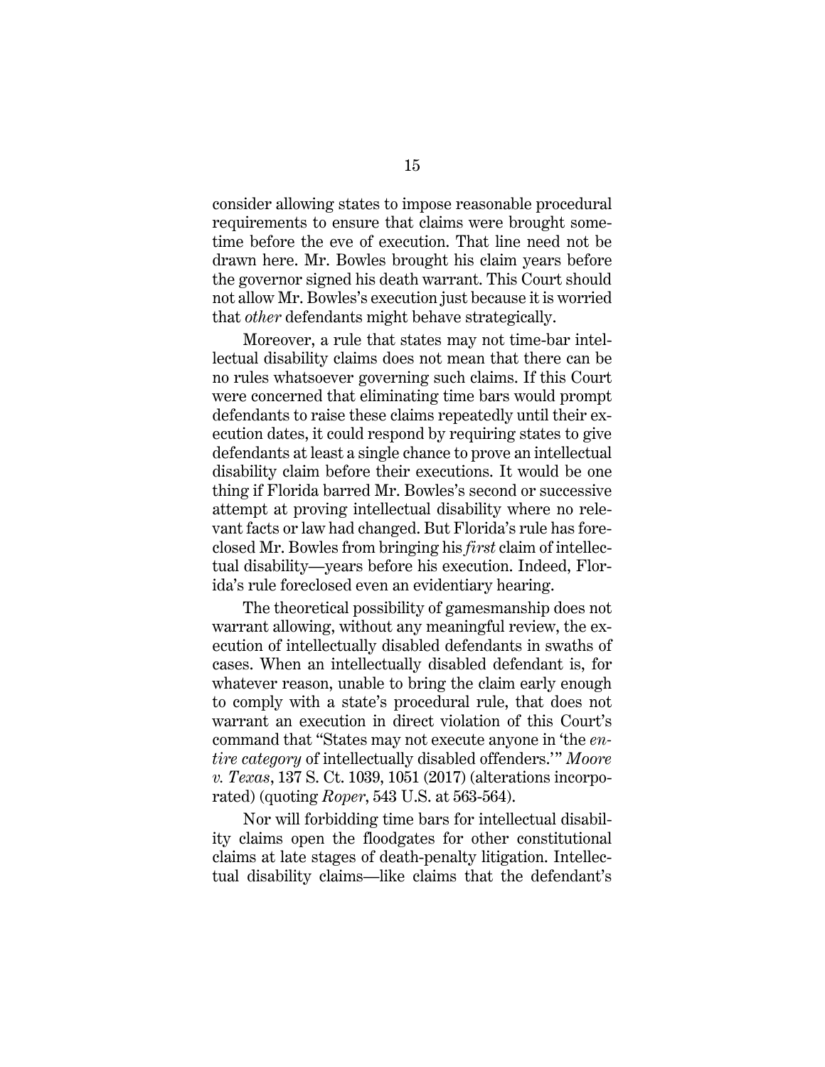consider allowing states to impose reasonable procedural requirements to ensure that claims were brought sometime before the eve of execution. That line need not be drawn here. Mr. Bowles brought his claim years before the governor signed his death warrant. This Court should not allow Mr. Bowles's execution just because it is worried that *other* defendants might behave strategically.

Moreover, a rule that states may not time-bar intellectual disability claims does not mean that there can be no rules whatsoever governing such claims. If this Court were concerned that eliminating time bars would prompt defendants to raise these claims repeatedly until their execution dates, it could respond by requiring states to give defendants at least a single chance to prove an intellectual disability claim before their executions. It would be one thing if Florida barred Mr. Bowles's second or successive attempt at proving intellectual disability where no relevant facts or law had changed. But Florida's rule has foreclosed Mr. Bowles from bringing his *first* claim of intellectual disability—years before his execution. Indeed, Florida's rule foreclosed even an evidentiary hearing.

The theoretical possibility of gamesmanship does not warrant allowing, without any meaningful review, the execution of intellectually disabled defendants in swaths of cases. When an intellectually disabled defendant is, for whatever reason, unable to bring the claim early enough to comply with a state's procedural rule, that does not warrant an execution in direct violation of this Court's command that "States may not execute anyone in 'the *entire category* of intellectually disabled offenders.'" *Moore v. Texas*, 137 S. Ct. 1039, 1051 (2017) (alterations incorporated) (quoting *Roper*, 543 U.S. at 563-564).

Nor will forbidding time bars for intellectual disability claims open the floodgates for other constitutional claims at late stages of death-penalty litigation. Intellectual disability claims—like claims that the defendant's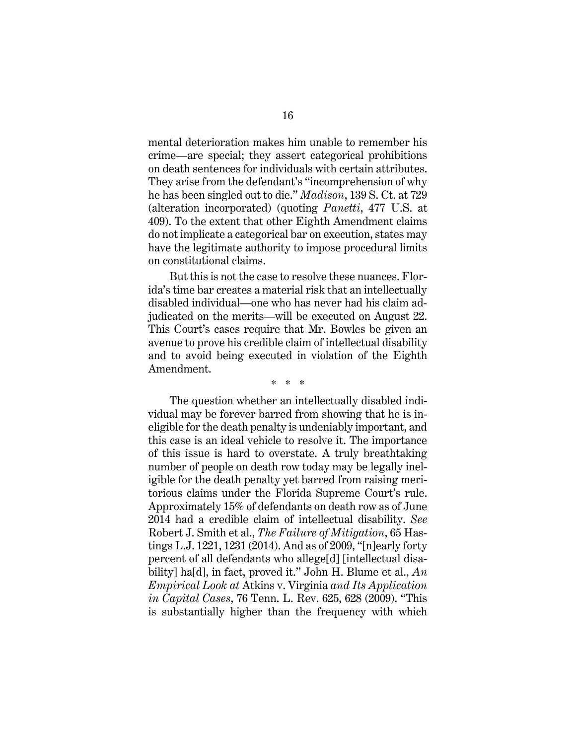mental deterioration makes him unable to remember his crime—are special; they assert categorical prohibitions on death sentences for individuals with certain attributes. They arise from the defendant's "incomprehension of why he has been singled out to die." *Madison*, 139 S. Ct. at 729 (alteration incorporated) (quoting *Panetti*, 477 U.S. at 409). To the extent that other Eighth Amendment claims do not implicate a categorical bar on execution, states may have the legitimate authority to impose procedural limits on constitutional claims.

But this is not the case to resolve these nuances. Florida's time bar creates a material risk that an intellectually disabled individual—one who has never had his claim adjudicated on the merits—will be executed on August 22. This Court's cases require that Mr. Bowles be given an avenue to prove his credible claim of intellectual disability and to avoid being executed in violation of the Eighth Amendment.

\* \* \*

The question whether an intellectually disabled individual may be forever barred from showing that he is ineligible for the death penalty is undeniably important, and this case is an ideal vehicle to resolve it. The importance of this issue is hard to overstate. A truly breathtaking number of people on death row today may be legally ineligible for the death penalty yet barred from raising meritorious claims under the Florida Supreme Court's rule. Approximately 15% of defendants on death row as of June 2014 had a credible claim of intellectual disability. *See* Robert J. Smith et al., *The Failure of Mitigation*, 65 Hastings L.J. 1221, 1231 (2014). And as of 2009, "[n]early forty percent of all defendants who allege[d] [intellectual disability] ha[d], in fact, proved it." John H. Blume et al., *An Empirical Look at* Atkins v. Virginia *and Its Application in Capital Cases*, 76 Tenn. L. Rev. 625, 628 (2009). "This is substantially higher than the frequency with which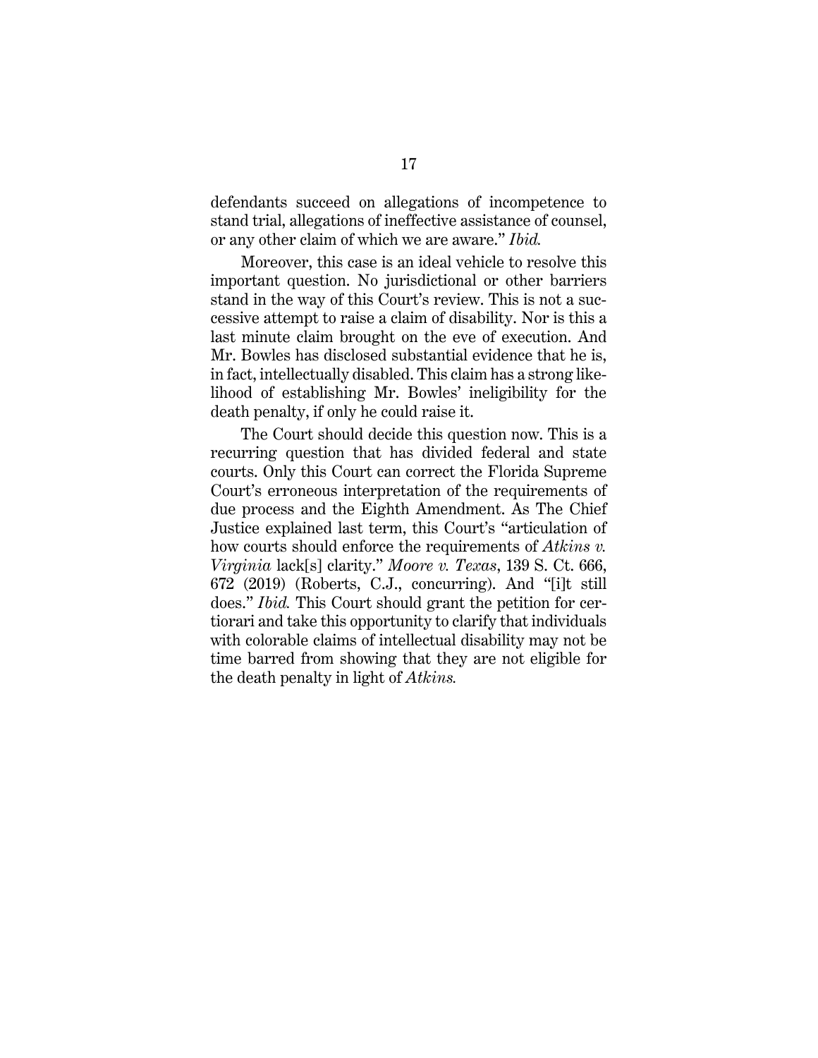defendants succeed on allegations of incompetence to stand trial, allegations of ineffective assistance of counsel, or any other claim of which we are aware." *Ibid.*

Moreover, this case is an ideal vehicle to resolve this important question. No jurisdictional or other barriers stand in the way of this Court's review. This is not a successive attempt to raise a claim of disability. Nor is this a last minute claim brought on the eve of execution. And Mr. Bowles has disclosed substantial evidence that he is, in fact, intellectually disabled. This claim has a strong likelihood of establishing Mr. Bowles' ineligibility for the death penalty, if only he could raise it.

The Court should decide this question now. This is a recurring question that has divided federal and state courts. Only this Court can correct the Florida Supreme Court's erroneous interpretation of the requirements of due process and the Eighth Amendment. As The Chief Justice explained last term, this Court's "articulation of how courts should enforce the requirements of *Atkins v. Virginia* lack[s] clarity." *Moore v. Texas*, 139 S. Ct. 666, 672 (2019) (Roberts, C.J., concurring). And "[i]t still does." *Ibid.* This Court should grant the petition for certiorari and take this opportunity to clarify that individuals with colorable claims of intellectual disability may not be time barred from showing that they are not eligible for the death penalty in light of *Atkins.*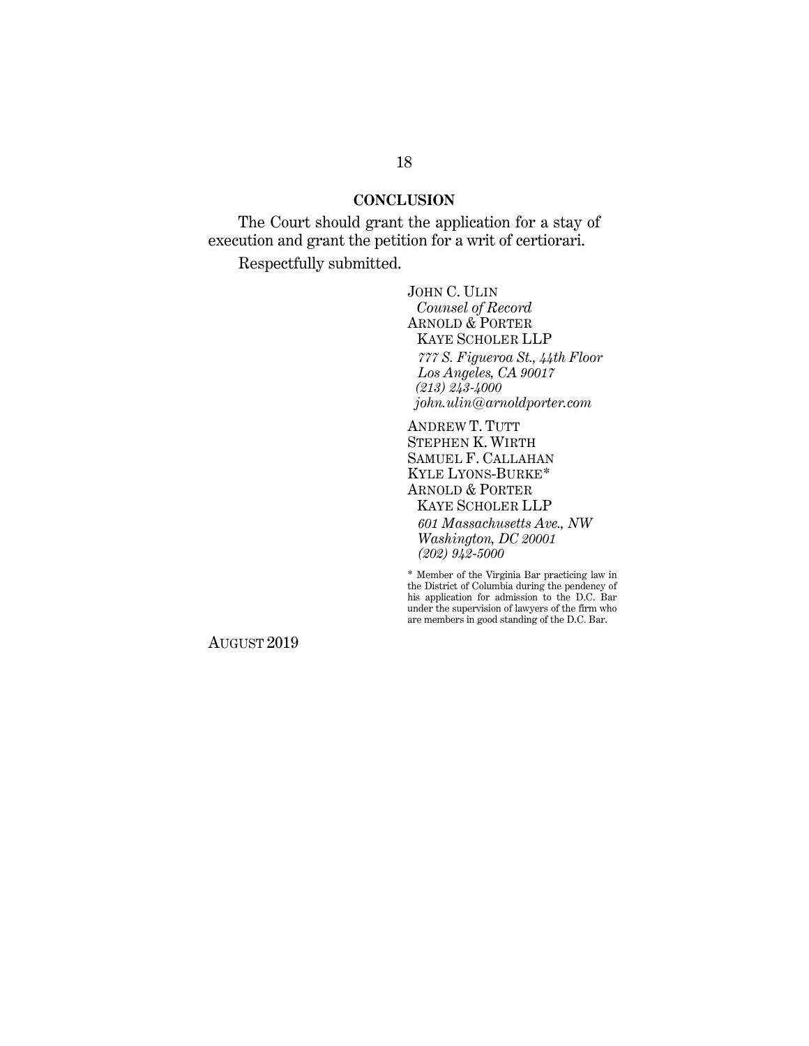## CONCLUSION

The Court should grant the application for a stay of execution and grant the petition for a writ of certiorari.

Respectfully submitted.

JOHN C. ULIN
*Counsel of Record*
ARNOLD & PORTER
KAYE SCHOLER LLP
*777 S. Figueroa St., 44th Floor*
*Los Angeles, CA 90017*
*(213) 243-4000*
*john.ulin@arnoldporter.com*

ANDREW T. TUTT
STEPHEN K. WIRTH
SAMUEL F. CALLAHAN
KYLE LYONS-BURKE*
ARNOLD & PORTER
KAYE SCHOLER LLP
*601 Massachusetts Ave., NW*
*Washington, DC 20001*
*(202) 942-5000*

* Member of the Virginia Bar practicing law in the District of Columbia during the pendency of his application for admission to the D.C. Bar under the supervision of lawyers of the firm who are members in good standing of the D.C. Bar.

AUGUST 2019